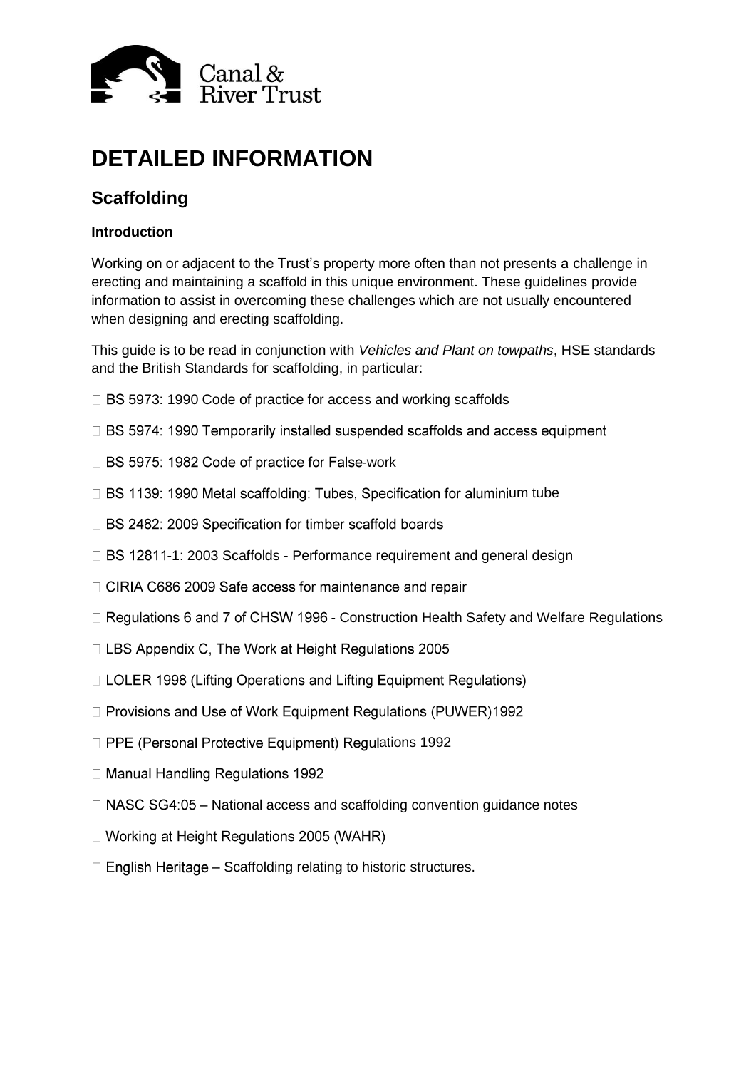# DETAILED INFORMATION

## Scaffolding

### Introduction

Working on or adjacent to the Trust's property more often than not presents a challenge in erecting and maintaining a scaffold in this unique environment. These guidelines provide information to assist in overcoming these challenges which are not usually encountered when designing and erecting scaffolding.

This guide is to be read in conjunction with *Vehicles and Plant on towpaths*, HSE standards and the British Standards for scaffolding, in particular:

- BS 5973: 1990 Code of practice for access and working scaffolds
- BS 5974: 1990 Temporarily installed suspended scaffolds and access equipment
- BS 5975: 1982 Code of practice for False-work
- BS 1139: 1990 Metal scaffolding: Tubes, Specification for aluminium tube
- BS 2482: 2009 Specification for timber scaffold boards
- BS 12811-1: 2003 Scaffolds - Performance requirement and general design
- CIRIA C686 2009 Safe access for maintenance and repair
- Regulations 6 and 7 of CHSW 1996 - Construction Health Safety and Welfare Regulations
- LBS Appendix C, The Work at Height Regulations 2005
- LOLER 1998 (Lifting Operations and Lifting Equipment Regulations)
- Provisions and Use of Work Equipment Regulations (PUWER)1992
- PPE (Personal Protective Equipment) Regulations 1992
- Manual Handling Regulations 1992
- NASC SG4:05 – National access and scaffolding convention guidance notes
- Working at Height Regulations 2005 (WAHR)
- English Heritage – Scaffolding relating to historic structures.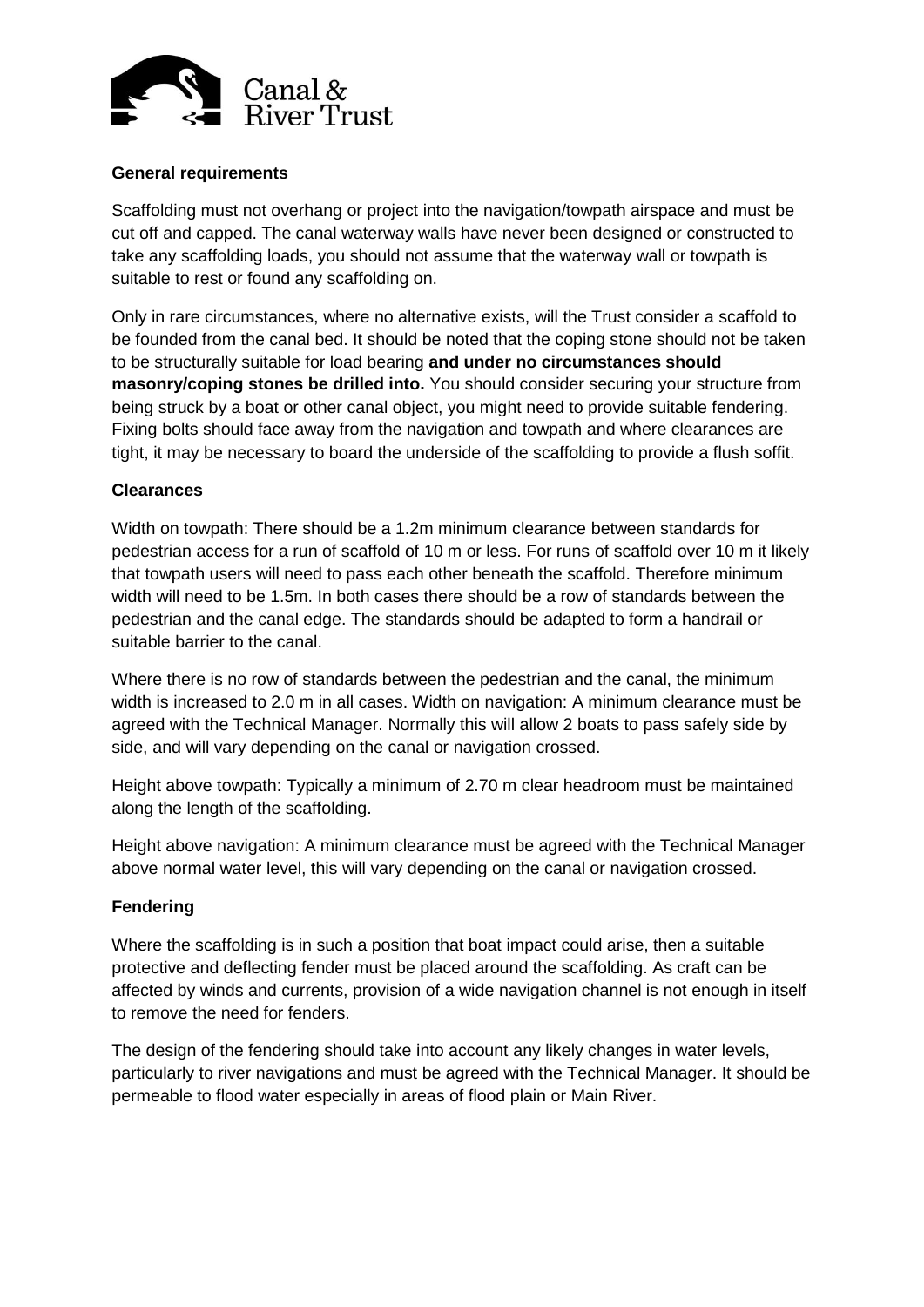**General requirements**

Scaffolding must not overhang or project into the navigation/towpath airspace and must be cut off and capped. The canal waterway walls have never been designed or constructed to take any scaffolding loads, you should not assume that the waterway wall or towpath is suitable to rest or found any scaffolding on.

Only in rare circumstances, where no alternative exists, will the Trust consider a scaffold to be founded from the canal bed. It should be noted that the coping stone should not be taken to be structurally suitable for load bearing **and under no circumstances should masonry/coping stones be drilled into.** You should consider securing your structure from being struck by a boat or other canal object, you might need to provide suitable fendering. Fixing bolts should face away from the navigation and towpath and where clearances are tight, it may be necessary to board the underside of the scaffolding to provide a flush soffit.

**Clearances**

Width on towpath: There should be a 1.2m minimum clearance between standards for pedestrian access for a run of scaffold of 10 m or less. For runs of scaffold over 10 m it likely that towpath users will need to pass each other beneath the scaffold. Therefore minimum width will need to be 1.5m. In both cases there should be a row of standards between the pedestrian and the canal edge. The standards should be adapted to form a handrail or suitable barrier to the canal.

Where there is no row of standards between the pedestrian and the canal, the minimum width is increased to 2.0 m in all cases. Width on navigation: A minimum clearance must be agreed with the Technical Manager. Normally this will allow 2 boats to pass safely side by side, and will vary depending on the canal or navigation crossed.

Height above towpath: Typically a minimum of 2.70 m clear headroom must be maintained along the length of the scaffolding.

Height above navigation: A minimum clearance must be agreed with the Technical Manager above normal water level, this will vary depending on the canal or navigation crossed.

**Fendering**

Where the scaffolding is in such a position that boat impact could arise, then a suitable protective and deflecting fender must be placed around the scaffolding. As craft can be affected by winds and currents, provision of a wide navigation channel is not enough in itself to remove the need for fenders.

The design of the fendering should take into account any likely changes in water levels, particularly to river navigations and must be agreed with the Technical Manager. It should be permeable to flood water especially in areas of flood plain or Main River.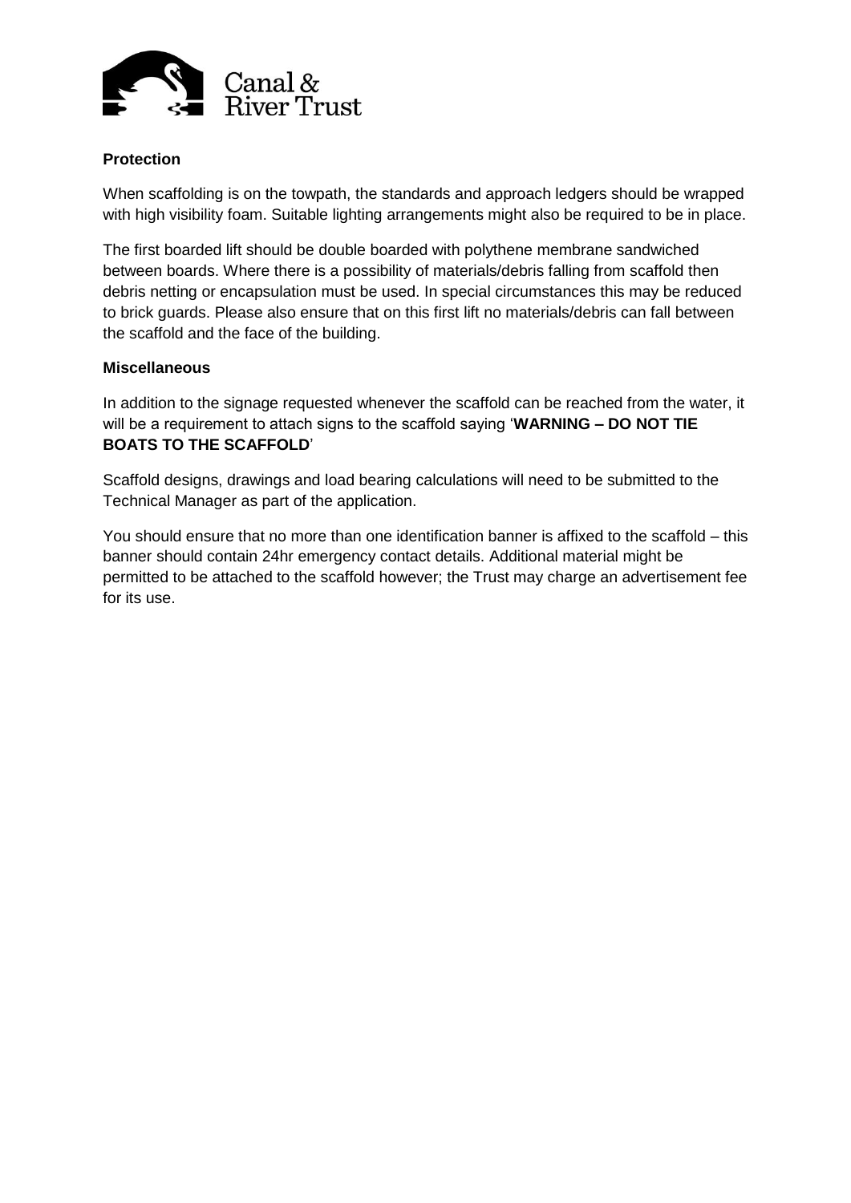**Protection**

When scaffolding is on the towpath, the standards and approach ledgers should be wrapped with high visibility foam. Suitable lighting arrangements might also be required to be in place.

The first boarded lift should be double boarded with polythene membrane sandwiched between boards. Where there is a possibility of materials/debris falling from scaffold then debris netting or encapsulation must be used. In special circumstances this may be reduced to brick guards. Please also ensure that on this first lift no materials/debris can fall between the scaffold and the face of the building.

**Miscellaneous**

In addition to the signage requested whenever the scaffold can be reached from the water, it will be a requirement to attach signs to the scaffold saying '**WARNING – DO NOT TIE BOATS TO THE SCAFFOLD**'

Scaffold designs, drawings and load bearing calculations will need to be submitted to the Technical Manager as part of the application.

You should ensure that no more than one identification banner is affixed to the scaffold – this banner should contain 24hr emergency contact details. Additional material might be permitted to be attached to the scaffold however; the Trust may charge an advertisement fee for its use.